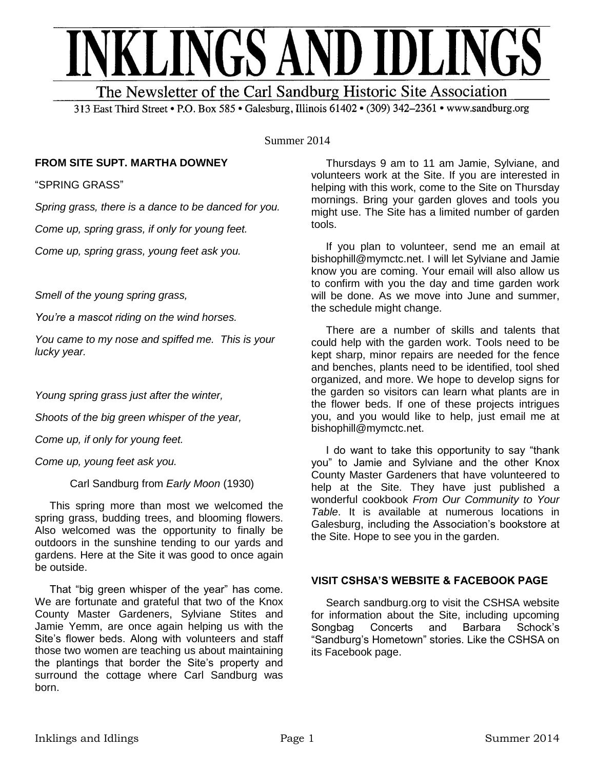# INKLINGS AND IDLINGS

The Newsletter of the Carl Sandburg Historic Site Association

313 East Third Street • P.O. Box 585 • Galesburg, Illinois 61402 • (309) 342–2361 • www.sandburg.org

Summer 2014

## FROM SITE SUPT. MARTHA DOWNEY

"SPRING GRASS"

*Spring grass, there is a dance to be danced for you.*

*Come up, spring grass, if only for young feet.*

*Come up, spring grass, young feet ask you.*

*Smell of the young spring grass,*

*You're a mascot riding on the wind horses.*

*You came to my nose and spiffed me. This is your lucky year.*

*Young spring grass just after the winter,*

*Shoots of the big green whisper of the year,*

*Come up, if only for young feet.*

*Come up, young feet ask you.*

Carl Sandburg from *Early Moon* (1930)

This spring more than most we welcomed the spring grass, budding trees, and blooming flowers. Also welcomed was the opportunity to finally be outdoors in the sunshine tending to our yards and gardens. Here at the Site it was good to once again be outside.

That "big green whisper of the year" has come. We are fortunate and grateful that two of the Knox County Master Gardeners, Sylviane Stites and Jamie Yemm, are once again helping us with the Site's flower beds. Along with volunteers and staff those two women are teaching us about maintaining the plantings that border the Site's property and surround the cottage where Carl Sandburg was born.

Thursdays 9 am to 11 am Jamie, Sylviane, and volunteers work at the Site. If you are interested in helping with this work, come to the Site on Thursday mornings. Bring your garden gloves and tools you might use. The Site has a limited number of garden tools.

If you plan to volunteer, send me an email at bishophill@mymctc.net. I will let Sylviane and Jamie know you are coming. Your email will also allow us to confirm with you the day and time garden work will be done. As we move into June and summer, the schedule might change.

There are a number of skills and talents that could help with the garden work. Tools need to be kept sharp, minor repairs are needed for the fence and benches, plants need to be identified, tool shed organized, and more. We hope to develop signs for the garden so visitors can learn what plants are in the flower beds. If one of these projects intrigues you, and you would like to help, just email me at bishophill@mymctc.net.

I do want to take this opportunity to say "thank you" to Jamie and Sylviane and the other Knox County Master Gardeners that have volunteered to help at the Site. They have just published a wonderful cookbook *From Our Community to Your Table*. It is available at numerous locations in Galesburg, including the Association's bookstore at the Site. Hope to see you in the garden.

## VISIT CSHSA'S WEBSITE & FACEBOOK PAGE

Search sandburg.org to visit the CSHSA website for information about the Site, including upcoming Songbag Concerts and Barbara Schock's "Sandburg's Hometown" stories. Like the CSHSA on its Facebook page.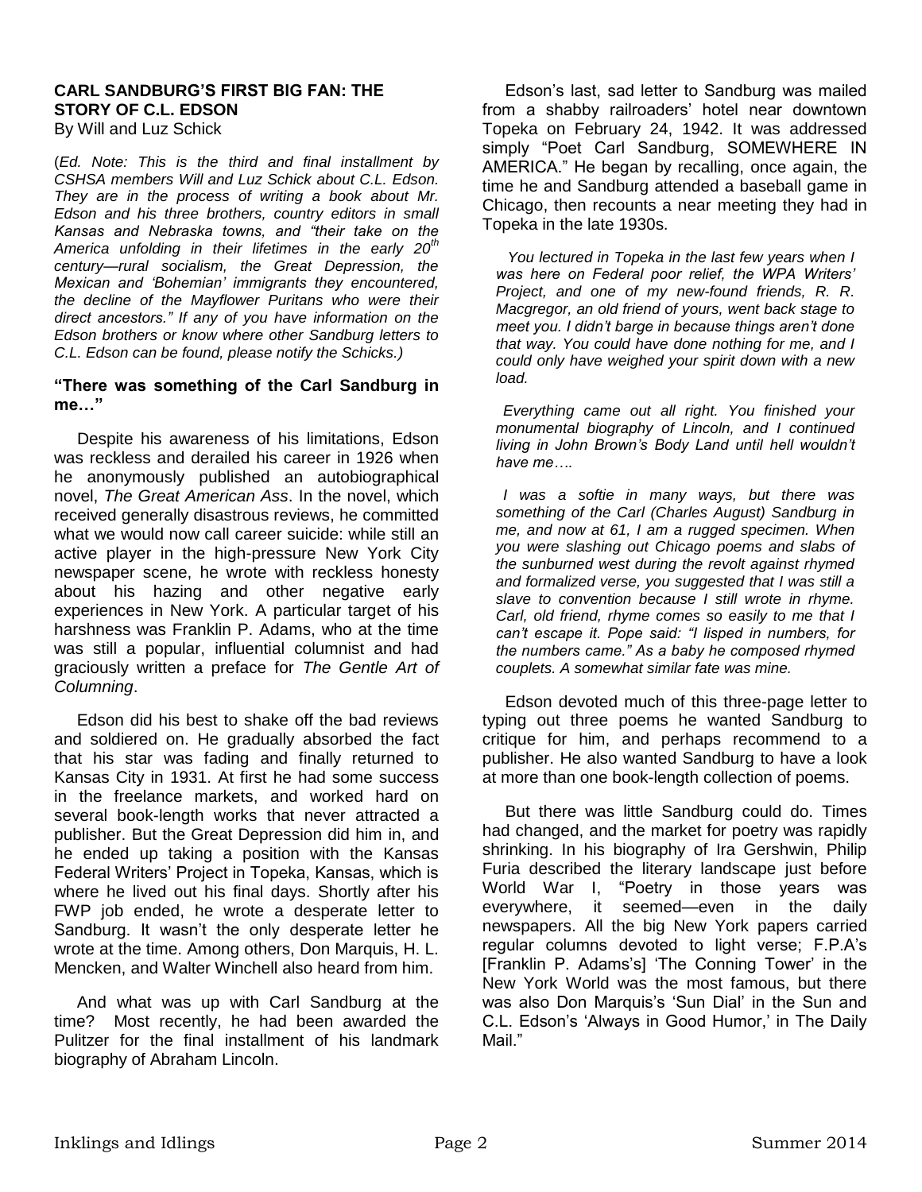## CARL SANDBURG'S FIRST BIG FAN: THE STORY OF C.L. EDSON

By Will and Luz Schick

(*Ed. Note: This is the third and final installment by CSHSA members Will and Luz Schick about C.L. Edson. They are in the process of writing a book about Mr. Edson and his three brothers, country editors in small Kansas and Nebraska towns, and "their take on the America unfolding in their lifetimes in the early 20th century—rural socialism, the Great Depression, the Mexican and 'Bohemian' immigrants they encountered, the decline of the Mayflower Puritans who were their direct ancestors." If any of you have information on the Edson brothers or know where other Sandburg letters to C.L. Edson can be found, please notify the Schicks.)*

### "There was something of the Carl Sandburg in me…"

Despite his awareness of his limitations, Edson was reckless and derailed his career in 1926 when he anonymously published an autobiographical novel, *The Great American Ass*. In the novel, which received generally disastrous reviews, he committed what we would now call career suicide: while still an active player in the high-pressure New York City newspaper scene, he wrote with reckless honesty about his hazing and other negative early experiences in New York. A particular target of his harshness was Franklin P. Adams, who at the time was still a popular, influential columnist and had graciously written a preface for *The Gentle Art of Columning*.

Edson did his best to shake off the bad reviews and soldiered on. He gradually absorbed the fact that his star was fading and finally returned to Kansas City in 1931. At first he had some success in the freelance markets, and worked hard on several book-length works that never attracted a publisher. But the Great Depression did him in, and he ended up taking a position with the Kansas Federal Writers' Project in Topeka, Kansas, which is where he lived out his final days. Shortly after his FWP job ended, he wrote a desperate letter to Sandburg. It wasn't the only desperate letter he wrote at the time. Among others, Don Marquis, H. L. Mencken, and Walter Winchell also heard from him.

And what was up with Carl Sandburg at the time? Most recently, he had been awarded the Pulitzer for the final installment of his landmark biography of Abraham Lincoln.

Edson's last, sad letter to Sandburg was mailed from a shabby railroaders' hotel near downtown Topeka on February 24, 1942. It was addressed simply "Poet Carl Sandburg, SOMEWHERE IN AMERICA." He began by recalling, once again, the time he and Sandburg attended a baseball game in Chicago, then recounts a near meeting they had in Topeka in the late 1930s.

> *You lectured in Topeka in the last few years when I was here on Federal poor relief, the WPA Writers' Project, and one of my new-found friends, R. R. Macgregor, an old friend of yours, went back stage to meet you. I didn't barge in because things aren't done that way. You could have done nothing for me, and I could only have weighed your spirit down with a new load.*
>
> *Everything came out all right. You finished your monumental biography of Lincoln, and I continued living in John Brown's Body Land until hell wouldn't have me….*
>
> *I was a softie in many ways, but there was something of the Carl (Charles August) Sandburg in me, and now at 61, I am a rugged specimen. When you were slashing out Chicago poems and slabs of the sunburned west during the revolt against rhymed and formalized verse, you suggested that I was still a slave to convention because I still wrote in rhyme. Carl, old friend, rhyme comes so easily to me that I can't escape it. Pope said: "I lisped in numbers, for the numbers came." As a baby he composed rhymed couplets. A somewhat similar fate was mine.*

Edson devoted much of this three-page letter to typing out three poems he wanted Sandburg to critique for him, and perhaps recommend to a publisher. He also wanted Sandburg to have a look at more than one book-length collection of poems.

But there was little Sandburg could do. Times had changed, and the market for poetry was rapidly shrinking. In his biography of Ira Gershwin, Philip Furia described the literary landscape just before World War I, "Poetry in those years was everywhere, it seemed—even in the daily newspapers. All the big New York papers carried regular columns devoted to light verse; F.P.A's [Franklin P. Adams's] 'The Conning Tower' in the New York World was the most famous, but there was also Don Marquis's 'Sun Dial' in the Sun and C.L. Edson's 'Always in Good Humor,' in The Daily Mail."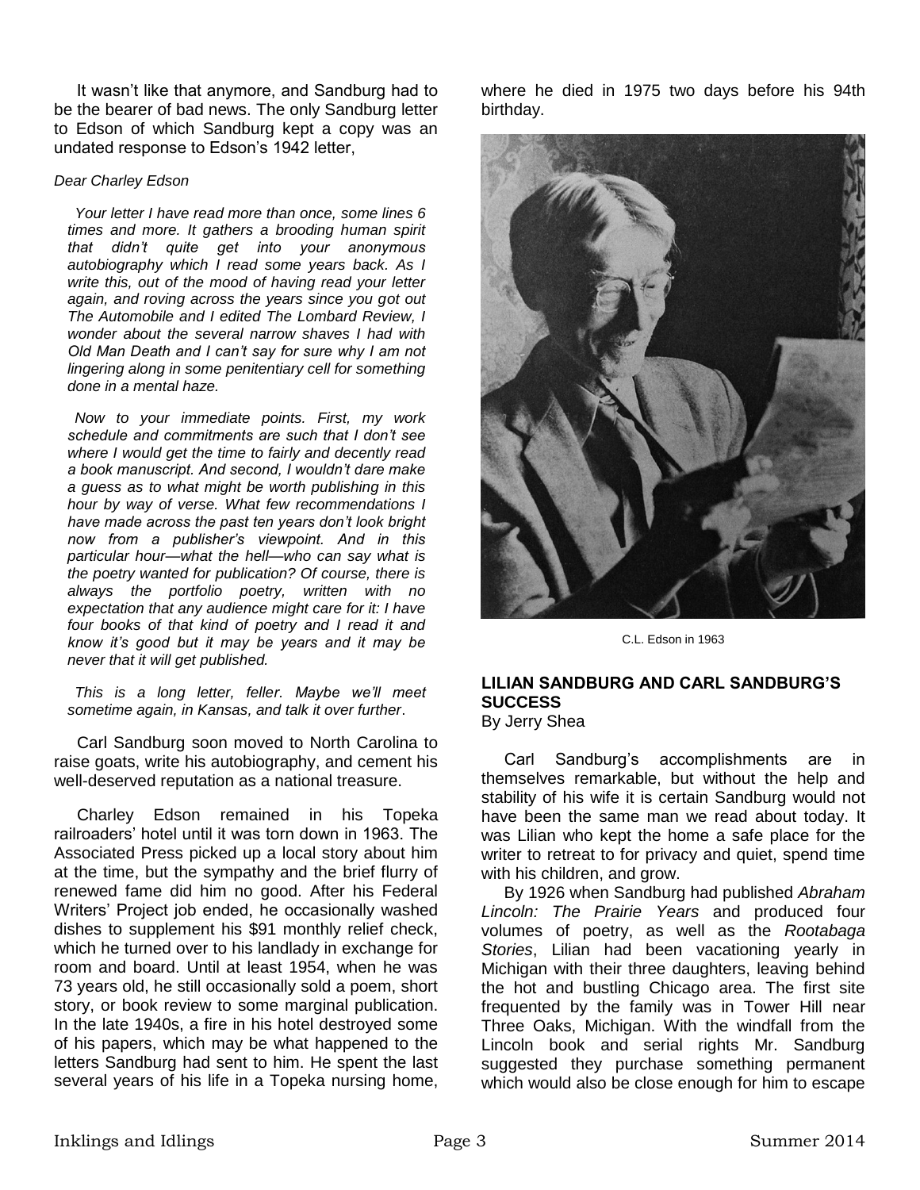It wasn't like that anymore, and Sandburg had to be the bearer of bad news. The only Sandburg letter to Edson of which Sandburg kept a copy was an undated response to Edson's 1942 letter,

*Dear Charley Edson*

> *Your letter I have read more than once, some lines 6 times and more. It gathers a brooding human spirit that didn't quite get into your anonymous autobiography which I read some years back. As I write this, out of the mood of having read your letter again, and roving across the years since you got out The Automobile and I edited The Lombard Review, I wonder about the several narrow shaves I had with Old Man Death and I can't say for sure why I am not lingering along in some penitentiary cell for something done in a mental haze.*
>
> *Now to your immediate points. First, my work schedule and commitments are such that I don't see where I would get the time to fairly and decently read a book manuscript. And second, I wouldn't dare make a guess as to what might be worth publishing in this hour by way of verse. What few recommendations I have made across the past ten years don't look bright now from a publisher's viewpoint. And in this particular hour—what the hell—who can say what is the poetry wanted for publication? Of course, there is always the portfolio poetry, written with no expectation that any audience might care for it: I have four books of that kind of poetry and I read it and know it's good but it may be years and it may be never that it will get published.*
>
> *This is a long letter, feller. Maybe we'll meet sometime again, in Kansas, and talk it over further*.

Carl Sandburg soon moved to North Carolina to raise goats, write his autobiography, and cement his well-deserved reputation as a national treasure.

Charley Edson remained in his Topeka railroaders' hotel until it was torn down in 1963. The Associated Press picked up a local story about him at the time, but the sympathy and the brief flurry of renewed fame did him no good. After his Federal Writers' Project job ended, he occasionally washed dishes to supplement his $91 monthly relief check, which he turned over to his landlady in exchange for room and board. Until at least 1954, when he was 73 years old, he still occasionally sold a poem, short story, or book review to some marginal publication. In the late 1940s, a fire in his hotel destroyed some of his papers, which may be what happened to the letters Sandburg had sent to him. He spent the last several years of his life in a Topeka nursing home, where he died in 1975 two days before his 94th birthday.

C.L. Edson in 1963

## LILIAN SANDBURG AND CARL SANDBURG'S SUCCESS

By Jerry Shea

Carl Sandburg's accomplishments are in themselves remarkable, but without the help and stability of his wife it is certain Sandburg would not have been the same man we read about today. It was Lilian who kept the home a safe place for the writer to retreat to for privacy and quiet, spend time with his children, and grow.

By 1926 when Sandburg had published *Abraham Lincoln: The Prairie Years* and produced four volumes of poetry, as well as the *Rootabaga Stories*, Lilian had been vacationing yearly in Michigan with their three daughters, leaving behind the hot and bustling Chicago area. The first site frequented by the family was in Tower Hill near Three Oaks, Michigan. With the windfall from the Lincoln book and serial rights Mr. Sandburg suggested they purchase something permanent which would also be close enough for him to escape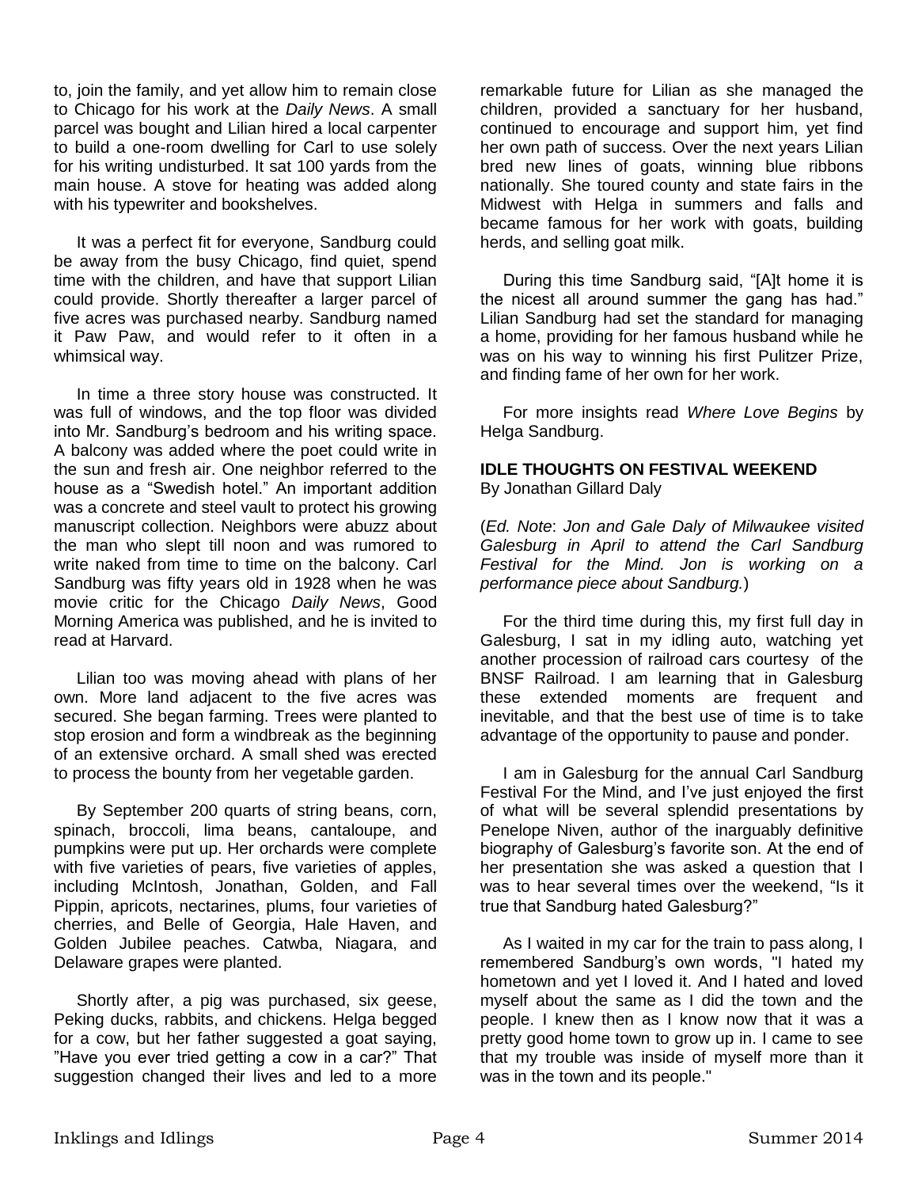to, join the family, and yet allow him to remain close to Chicago for his work at the *Daily News*. A small parcel was bought and Lilian hired a local carpenter to build a one-room dwelling for Carl to use solely for his writing undisturbed. It sat 100 yards from the main house. A stove for heating was added along with his typewriter and bookshelves.

It was a perfect fit for everyone, Sandburg could be away from the busy Chicago, find quiet, spend time with the children, and have that support Lilian could provide. Shortly thereafter a larger parcel of five acres was purchased nearby. Sandburg named it Paw Paw, and would refer to it often in a whimsical way.

In time a three story house was constructed. It was full of windows, and the top floor was divided into Mr. Sandburg's bedroom and his writing space. A balcony was added where the poet could write in the sun and fresh air. One neighbor referred to the house as a "Swedish hotel." An important addition was a concrete and steel vault to protect his growing manuscript collection. Neighbors were abuzz about the man who slept till noon and was rumored to write naked from time to time on the balcony. Carl Sandburg was fifty years old in 1928 when he was movie critic for the Chicago *Daily News*, Good Morning America was published, and he is invited to read at Harvard.

Lilian too was moving ahead with plans of her own. More land adjacent to the five acres was secured. She began farming. Trees were planted to stop erosion and form a windbreak as the beginning of an extensive orchard. A small shed was erected to process the bounty from her vegetable garden.

By September 200 quarts of string beans, corn, spinach, broccoli, lima beans, cantaloupe, and pumpkins were put up. Her orchards were complete with five varieties of pears, five varieties of apples, including McIntosh, Jonathan, Golden, and Fall Pippin, apricots, nectarines, plums, four varieties of cherries, and Belle of Georgia, Hale Haven, and Golden Jubilee peaches. Catwba, Niagara, and Delaware grapes were planted.

Shortly after, a pig was purchased, six geese, Peking ducks, rabbits, and chickens. Helga begged for a cow, but her father suggested a goat saying, "Have you ever tried getting a cow in a car?" That suggestion changed their lives and led to a more remarkable future for Lilian as she managed the children, provided a sanctuary for her husband, continued to encourage and support him, yet find her own path of success. Over the next years Lilian bred new lines of goats, winning blue ribbons nationally. She toured county and state fairs in the Midwest with Helga in summers and falls and became famous for her work with goats, building herds, and selling goat milk.

During this time Sandburg said, "[A]t home it is the nicest all around summer the gang has had." Lilian Sandburg had set the standard for managing a home, providing for her famous husband while he was on his way to winning his first Pulitzer Prize, and finding fame of her own for her work.

For more insights read *Where Love Begins* by Helga Sandburg.

## IDLE THOUGHTS ON FESTIVAL WEEKEND

By Jonathan Gillard Daly

(*Ed. Note*: *Jon and Gale Daly of Milwaukee visited Galesburg in April to attend the Carl Sandburg Festival for the Mind. Jon is working on a performance piece about Sandburg.*)

For the third time during this, my first full day in Galesburg, I sat in my idling auto, watching yet another procession of railroad cars courtesy of the BNSF Railroad. I am learning that in Galesburg these extended moments are frequent and inevitable, and that the best use of time is to take advantage of the opportunity to pause and ponder.

I am in Galesburg for the annual Carl Sandburg Festival For the Mind, and I've just enjoyed the first of what will be several splendid presentations by Penelope Niven, author of the inarguably definitive biography of Galesburg's favorite son. At the end of her presentation she was asked a question that I was to hear several times over the weekend, "Is it true that Sandburg hated Galesburg?"

As I waited in my car for the train to pass along, I remembered Sandburg's own words, "I hated my hometown and yet I loved it. And I hated and loved myself about the same as I did the town and the people. I knew then as I know now that it was a pretty good home town to grow up in. I came to see that my trouble was inside of myself more than it was in the town and its people."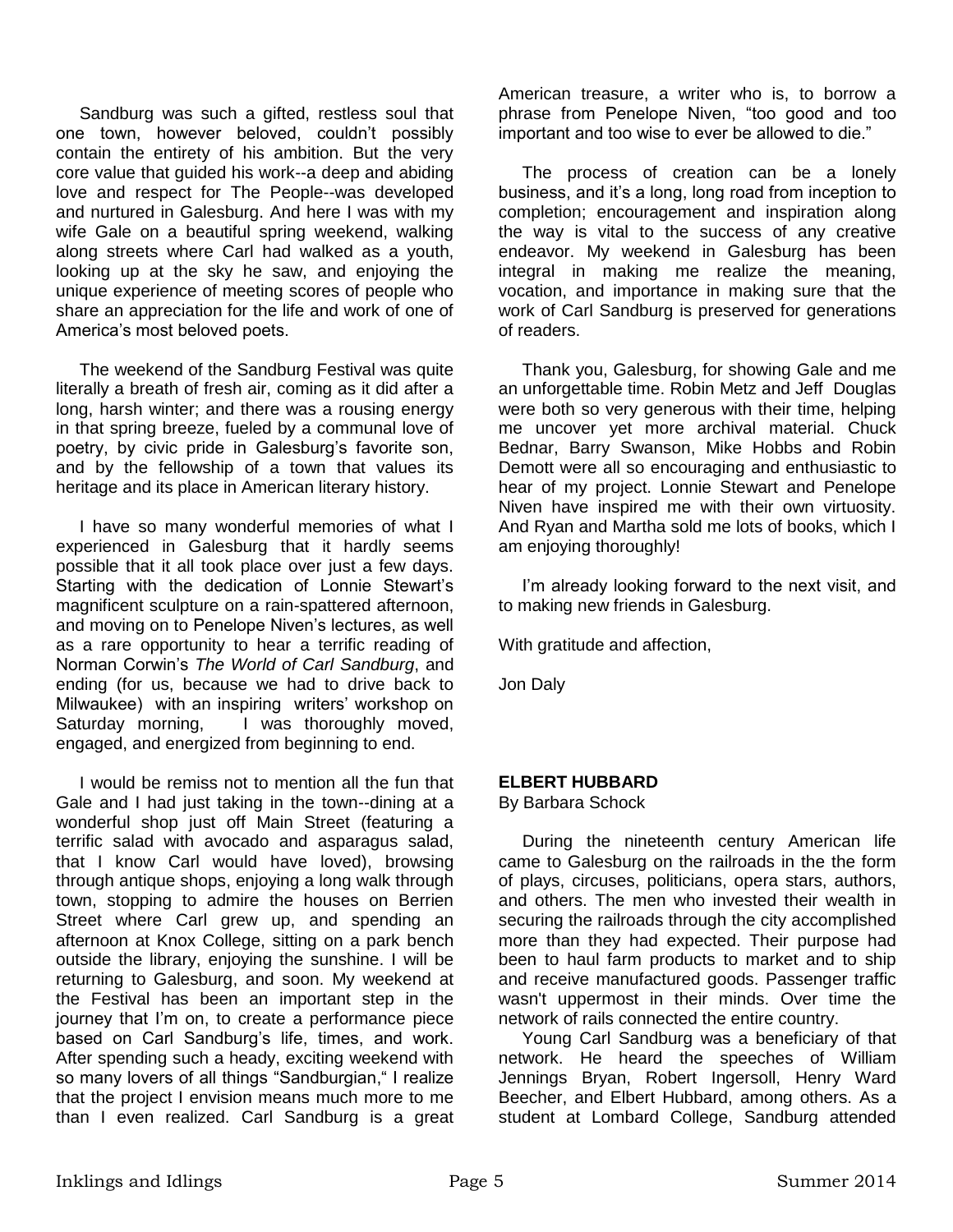Sandburg was such a gifted, restless soul that one town, however beloved, couldn't possibly contain the entirety of his ambition. But the very core value that guided his work--a deep and abiding love and respect for The People--was developed and nurtured in Galesburg. And here I was with my wife Gale on a beautiful spring weekend, walking along streets where Carl had walked as a youth, looking up at the sky he saw, and enjoying the unique experience of meeting scores of people who share an appreciation for the life and work of one of America's most beloved poets.

The weekend of the Sandburg Festival was quite literally a breath of fresh air, coming as it did after a long, harsh winter; and there was a rousing energy in that spring breeze, fueled by a communal love of poetry, by civic pride in Galesburg's favorite son, and by the fellowship of a town that values its heritage and its place in American literary history.

I have so many wonderful memories of what I experienced in Galesburg that it hardly seems possible that it all took place over just a few days. Starting with the dedication of Lonnie Stewart's magnificent sculpture on a rain-spattered afternoon, and moving on to Penelope Niven's lectures, as well as a rare opportunity to hear a terrific reading of Norman Corwin's *The World of Carl Sandburg*, and ending (for us, because we had to drive back to Milwaukee) with an inspiring writers' workshop on Saturday morning, I was thoroughly moved, engaged, and energized from beginning to end.

I would be remiss not to mention all the fun that Gale and I had just taking in the town--dining at a wonderful shop just off Main Street (featuring a terrific salad with avocado and asparagus salad, that I know Carl would have loved), browsing through antique shops, enjoying a long walk through town, stopping to admire the houses on Berrien Street where Carl grew up, and spending an afternoon at Knox College, sitting on a park bench outside the library, enjoying the sunshine. I will be returning to Galesburg, and soon. My weekend at the Festival has been an important step in the journey that I'm on, to create a performance piece based on Carl Sandburg's life, times, and work. After spending such a heady, exciting weekend with so many lovers of all things "Sandburgian," I realize that the project I envision means much more to me than I even realized. Carl Sandburg is a great American treasure, a writer who is, to borrow a phrase from Penelope Niven, "too good and too important and too wise to ever be allowed to die."

The process of creation can be a lonely business, and it's a long, long road from inception to completion; encouragement and inspiration along the way is vital to the success of any creative endeavor. My weekend in Galesburg has been integral in making me realize the meaning, vocation, and importance in making sure that the work of Carl Sandburg is preserved for generations of readers.

Thank you, Galesburg, for showing Gale and me an unforgettable time. Robin Metz and Jeff Douglas were both so very generous with their time, helping me uncover yet more archival material. Chuck Bednar, Barry Swanson, Mike Hobbs and Robin Demott were all so encouraging and enthusiastic to hear of my project. Lonnie Stewart and Penelope Niven have inspired me with their own virtuosity. And Ryan and Martha sold me lots of books, which I am enjoying thoroughly!

I'm already looking forward to the next visit, and to making new friends in Galesburg.

With gratitude and affection,

Jon Daly

**ELBERT HUBBARD**

By Barbara Schock

During the nineteenth century American life came to Galesburg on the railroads in the the form of plays, circuses, politicians, opera stars, authors, and others. The men who invested their wealth in securing the railroads through the city accomplished more than they had expected. Their purpose had been to haul farm products to market and to ship and receive manufactured goods. Passenger traffic wasn't uppermost in their minds. Over time the network of rails connected the entire country.

Young Carl Sandburg was a beneficiary of that network. He heard the speeches of William Jennings Bryan, Robert Ingersoll, Henry Ward Beecher, and Elbert Hubbard, among others. As a student at Lombard College, Sandburg attended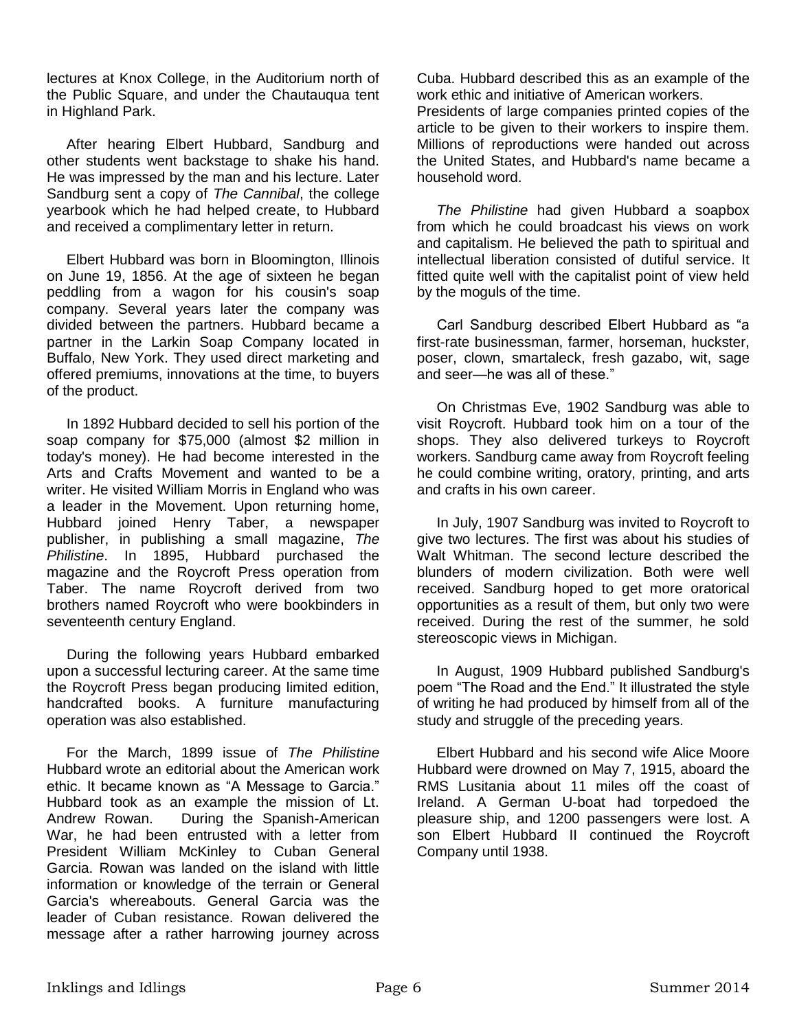lectures at Knox College, in the Auditorium north of the Public Square, and under the Chautauqua tent in Highland Park.

After hearing Elbert Hubbard, Sandburg and other students went backstage to shake his hand. He was impressed by the man and his lecture. Later Sandburg sent a copy of *The Cannibal*, the college yearbook which he had helped create, to Hubbard and received a complimentary letter in return.

Elbert Hubbard was born in Bloomington, Illinois on June 19, 1856. At the age of sixteen he began peddling from a wagon for his cousin's soap company. Several years later the company was divided between the partners. Hubbard became a partner in the Larkin Soap Company located in Buffalo, New York. They used direct marketing and offered premiums, innovations at the time, to buyers of the product.

In 1892 Hubbard decided to sell his portion of the soap company for $75,000 (almost $2 million in today's money). He had become interested in the Arts and Crafts Movement and wanted to be a writer. He visited William Morris in England who was a leader in the Movement. Upon returning home, Hubbard joined Henry Taber, a newspaper publisher, in publishing a small magazine, *The Philistine*. In 1895, Hubbard purchased the magazine and the Roycroft Press operation from Taber. The name Roycroft derived from two brothers named Roycroft who were bookbinders in seventeenth century England.

During the following years Hubbard embarked upon a successful lecturing career. At the same time the Roycroft Press began producing limited edition, handcrafted books. A furniture manufacturing operation was also established.

For the March, 1899 issue of *The Philistine* Hubbard wrote an editorial about the American work ethic. It became known as "A Message to Garcia." Hubbard took as an example the mission of Lt. Andrew Rowan. During the Spanish-American War, he had been entrusted with a letter from President William McKinley to Cuban General Garcia. Rowan was landed on the island with little information or knowledge of the terrain or General Garcia's whereabouts. General Garcia was the leader of Cuban resistance. Rowan delivered the message after a rather harrowing journey across Cuba. Hubbard described this as an example of the work ethic and initiative of American workers.
Presidents of large companies printed copies of the article to be given to their workers to inspire them. Millions of reproductions were handed out across the United States, and Hubbard's name became a household word.

*The Philistine* had given Hubbard a soapbox from which he could broadcast his views on work and capitalism. He believed the path to spiritual and intellectual liberation consisted of dutiful service. It fitted quite well with the capitalist point of view held by the moguls of the time.

Carl Sandburg described Elbert Hubbard as "a first-rate businessman, farmer, horseman, huckster, poser, clown, smartaleck, fresh gazabo, wit, sage and seer—he was all of these."

On Christmas Eve, 1902 Sandburg was able to visit Roycroft. Hubbard took him on a tour of the shops. They also delivered turkeys to Roycroft workers. Sandburg came away from Roycroft feeling he could combine writing, oratory, printing, and arts and crafts in his own career.

In July, 1907 Sandburg was invited to Roycroft to give two lectures. The first was about his studies of Walt Whitman. The second lecture described the blunders of modern civilization. Both were well received. Sandburg hoped to get more oratorical opportunities as a result of them, but only two were received. During the rest of the summer, he sold stereoscopic views in Michigan.

In August, 1909 Hubbard published Sandburg's poem "The Road and the End." It illustrated the style of writing he had produced by himself from all of the study and struggle of the preceding years.

Elbert Hubbard and his second wife Alice Moore Hubbard were drowned on May 7, 1915, aboard the RMS Lusitania about 11 miles off the coast of Ireland. A German U-boat had torpedoed the pleasure ship, and 1200 passengers were lost. A son Elbert Hubbard II continued the Roycroft Company until 1938.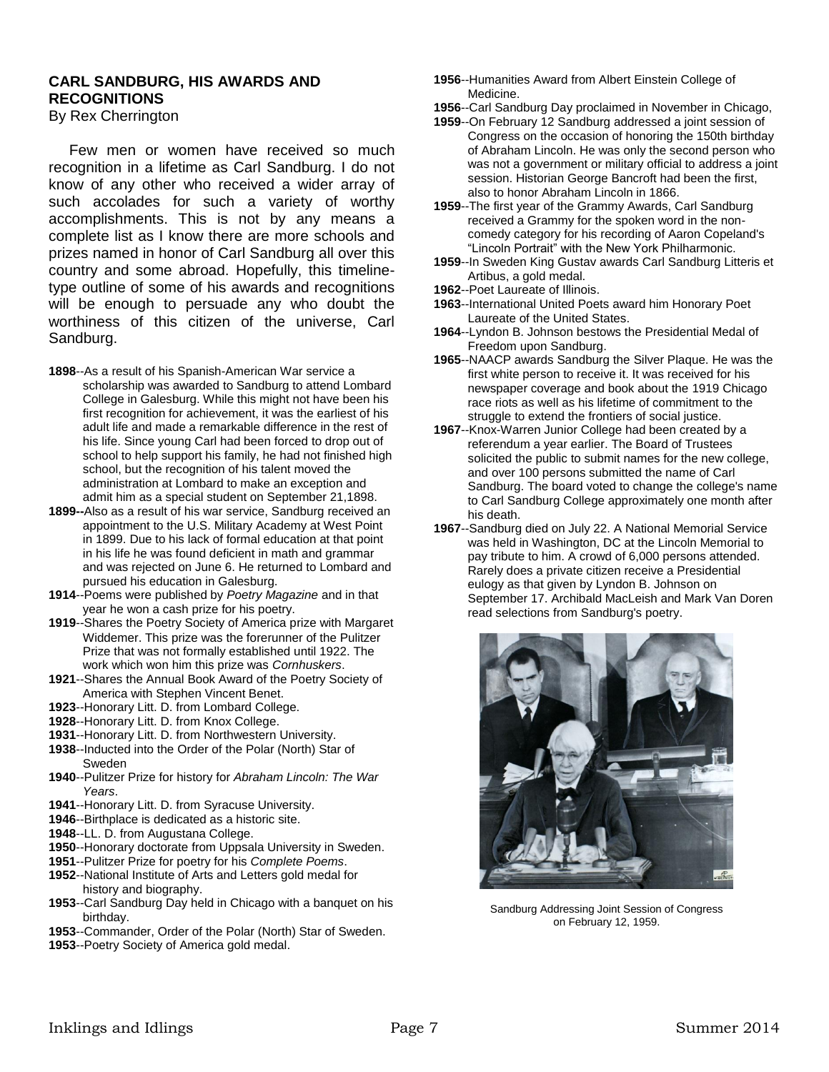## CARL SANDBURG, HIS AWARDS AND RECOGNITIONS

By Rex Cherrington

Few men or women have received so much recognition in a lifetime as Carl Sandburg. I do not know of any other who received a wider array of such accolades for such a variety of worthy accomplishments. This is not by any means a complete list as I know there are more schools and prizes named in honor of Carl Sandburg all over this country and some abroad. Hopefully, this timeline-type outline of some of his awards and recognitions will be enough to persuade any who doubt the worthiness of this citizen of the universe, Carl Sandburg.

**1898**--As a result of his Spanish-American War service a scholarship was awarded to Sandburg to attend Lombard College in Galesburg. While this might not have been his first recognition for achievement, it was the earliest of his adult life and made a remarkable difference in the rest of his life. Since young Carl had been forced to drop out of school to help support his family, he had not finished high school, but the recognition of his talent moved the administration at Lombard to make an exception and admit him as a special student on September 21,1898.

**1899--**Also as a result of his war service, Sandburg received an appointment to the U.S. Military Academy at West Point in 1899. Due to his lack of formal education at that point in his life he was found deficient in math and grammar and was rejected on June 6. He returned to Lombard and pursued his education in Galesburg.

**1914**--Poems were published by *Poetry Magazine* and in that year he won a cash prize for his poetry.

**1919**--Shares the Poetry Society of America prize with Margaret Widdemer. This prize was the forerunner of the Pulitzer Prize that was not formally established until 1922. The work which won him this prize was *Cornhuskers*.

**1921**--Shares the Annual Book Award of the Poetry Society of America with Stephen Vincent Benet.

**1923**--Honorary Litt. D. from Lombard College.

**1928**--Honorary Litt. D. from Knox College.

**1931**--Honorary Litt. D. from Northwestern University.

**1938**--Inducted into the Order of the Polar (North) Star of Sweden

**1940**--Pulitzer Prize for history for *Abraham Lincoln: The War Years*.

**1941**--Honorary Litt. D. from Syracuse University.

**1946**--Birthplace is dedicated as a historic site.

**1948**--LL. D. from Augustana College.

**1950**--Honorary doctorate from Uppsala University in Sweden.

**1951**--Pulitzer Prize for poetry for his *Complete Poems*.

**1952**--National Institute of Arts and Letters gold medal for history and biography.

**1953**--Carl Sandburg Day held in Chicago with a banquet on his birthday.

**1953**--Commander, Order of the Polar (North) Star of Sweden.

**1953**--Poetry Society of America gold medal.

**1956**--Humanities Award from Albert Einstein College of Medicine.

**1956**--Carl Sandburg Day proclaimed in November in Chicago,

**1959**--On February 12 Sandburg addressed a joint session of Congress on the occasion of honoring the 150th birthday of Abraham Lincoln. He was only the second person who was not a government or military official to address a joint session. Historian George Bancroft had been the first, also to honor Abraham Lincoln in 1866.

**1959**--The first year of the Grammy Awards, Carl Sandburg received a Grammy for the spoken word in the non-comedy category for his recording of Aaron Copeland's "Lincoln Portrait" with the New York Philharmonic.

**1959**--In Sweden King Gustav awards Carl Sandburg Litteris et Artibus, a gold medal.

**1962**--Poet Laureate of Illinois.

**1963**--International United Poets award him Honorary Poet Laureate of the United States.

**1964**--Lyndon B. Johnson bestows the Presidential Medal of Freedom upon Sandburg.

**1965**--NAACP awards Sandburg the Silver Plaque. He was the first white person to receive it. It was received for his newspaper coverage and book about the 1919 Chicago race riots as well as his lifetime of commitment to the struggle to extend the frontiers of social justice.

**1967**--Knox-Warren Junior College had been created by a referendum a year earlier. The Board of Trustees solicited the public to submit names for the new college, and over 100 persons submitted the name of Carl Sandburg. The board voted to change the college's name to Carl Sandburg College approximately one month after his death.

**1967**--Sandburg died on July 22. A National Memorial Service was held in Washington, DC at the Lincoln Memorial to pay tribute to him. A crowd of 6,000 persons attended. Rarely does a private citizen receive a Presidential eulogy as that given by Lyndon B. Johnson on September 17. Archibald MacLeish and Mark Van Doren read selections from Sandburg's poetry.

Sandburg Addressing Joint Session of Congress on February 12, 1959.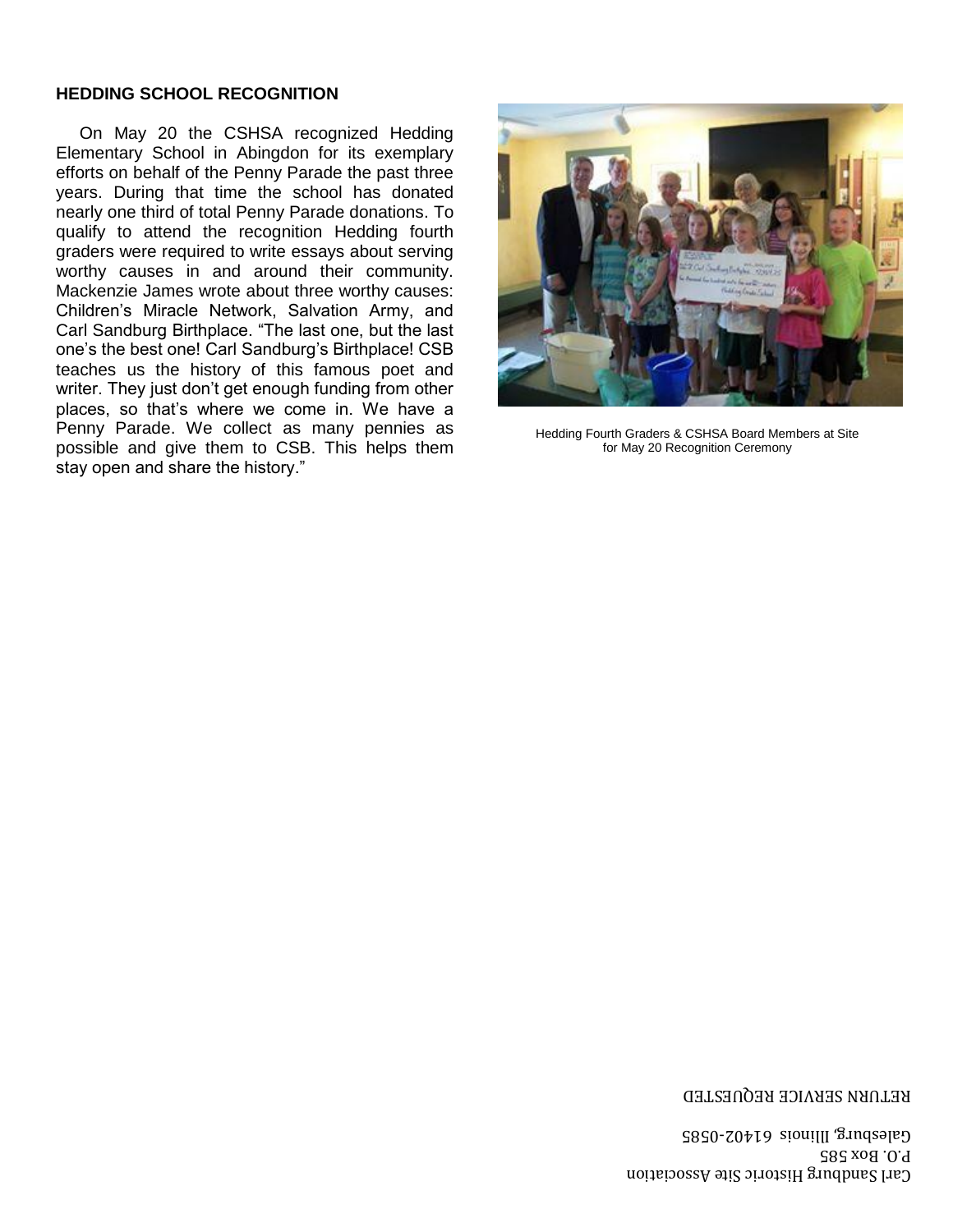## HEDDING SCHOOL RECOGNITION

On May 20 the CSHSA recognized Hedding Elementary School in Abingdon for its exemplary efforts on behalf of the Penny Parade the past three years. During that time the school has donated nearly one third of total Penny Parade donations. To qualify to attend the recognition Hedding fourth graders were required to write essays about serving worthy causes in and around their community. Mackenzie James wrote about three worthy causes: Children's Miracle Network, Salvation Army, and Carl Sandburg Birthplace. "The last one, but the last one's the best one! Carl Sandburg's Birthplace! CSB teaches us the history of this famous poet and writer. They just don't get enough funding from other places, so that's where we come in. We have a Penny Parade. We collect as many pennies as possible and give them to CSB. This helps them stay open and share the history."

Hedding Fourth Graders & CSHSA Board Members at Site for May 20 Recognition Ceremony

RETURN SERVICE REQUESTED

Carl Sandburg Historic Site Association
P.O. Box 585
Galesburg, Illinois 61402-0585